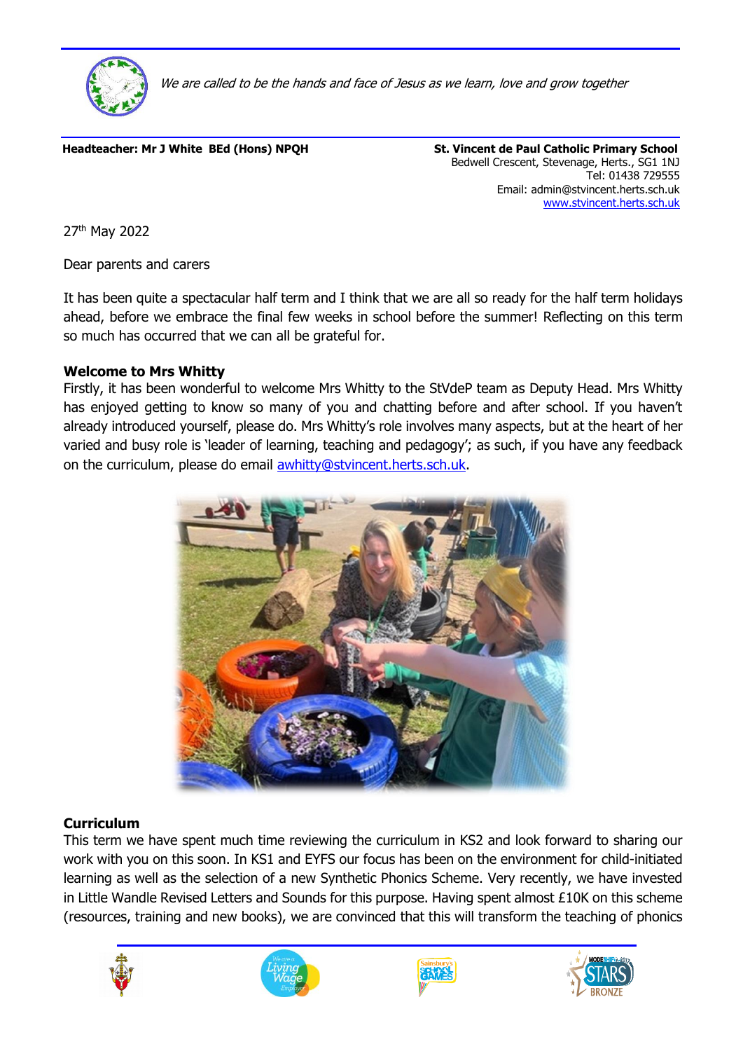*We are called to be the hands and face of Jesus as we learn, love and grow together*

**Headteacher: Mr J White BEd (Hons) NPQH**

**St. Vincent de Paul Catholic Primary School**
Bedwell Crescent, Stevenage, Herts., SG1 1NJ
Tel: 01438 729555
Email: admin@stvincent.herts.sch.uk
www.stvincent.herts.sch.uk

27th May 2022

Dear parents and carers

It has been quite a spectacular half term and I think that we are all so ready for the half term holidays ahead, before we embrace the final few weeks in school before the summer! Reflecting on this term so much has occurred that we can all be grateful for.

**Welcome to Mrs Whitty**

Firstly, it has been wonderful to welcome Mrs Whitty to the StVdeP team as Deputy Head. Mrs Whitty has enjoyed getting to know so many of you and chatting before and after school. If you haven't already introduced yourself, please do. Mrs Whitty's role involves many aspects, but at the heart of her varied and busy role is 'leader of learning, teaching and pedagogy'; as such, if you have any feedback on the curriculum, please do email awhitty@stvincent.herts.sch.uk.

**Curriculum**

This term we have spent much time reviewing the curriculum in KS2 and look forward to sharing our work with you on this soon. In KS1 and EYFS our focus has been on the environment for child-initiated learning as well as the selection of a new Synthetic Phonics Scheme. Very recently, we have invested in Little Wandle Revised Letters and Sounds for this purpose. Having spent almost £10K on this scheme (resources, training and new books), we are convinced that this will transform the teaching of phonics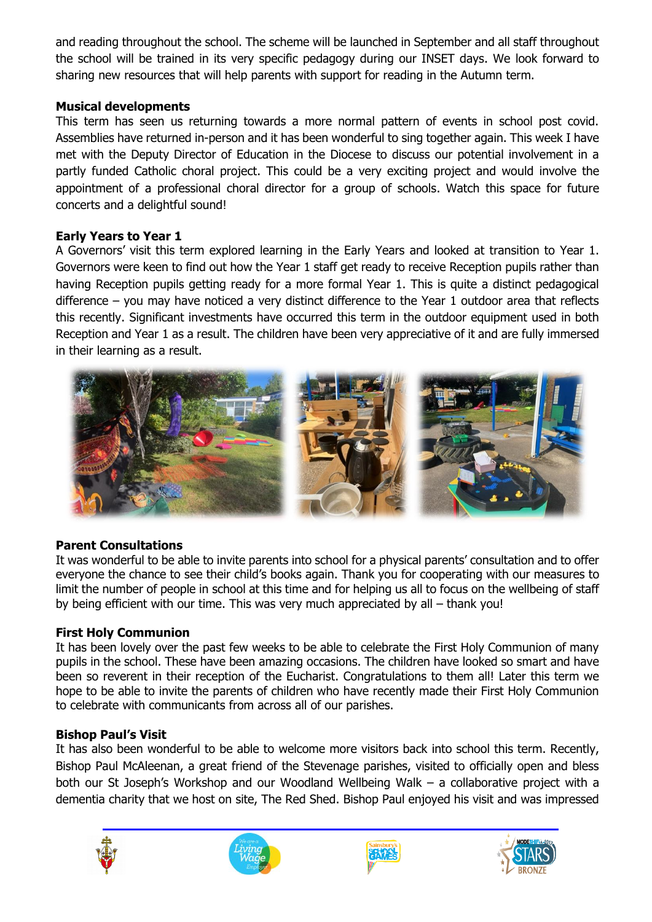and reading throughout the school. The scheme will be launched in September and all staff throughout the school will be trained in its very specific pedagogy during our INSET days. We look forward to sharing new resources that will help parents with support for reading in the Autumn term.

**Musical developments**

This term has seen us returning towards a more normal pattern of events in school post covid. Assemblies have returned in-person and it has been wonderful to sing together again. This week I have met with the Deputy Director of Education in the Diocese to discuss our potential involvement in a partly funded Catholic choral project. This could be a very exciting project and would involve the appointment of a professional choral director for a group of schools. Watch this space for future concerts and a delightful sound!

**Early Years to Year 1**

A Governors' visit this term explored learning in the Early Years and looked at transition to Year 1. Governors were keen to find out how the Year 1 staff get ready to receive Reception pupils rather than having Reception pupils getting ready for a more formal Year 1. This is quite a distinct pedagogical difference – you may have noticed a very distinct difference to the Year 1 outdoor area that reflects this recently. Significant investments have occurred this term in the outdoor equipment used in both Reception and Year 1 as a result. The children have been very appreciative of it and are fully immersed in their learning as a result.

**Parent Consultations**

It was wonderful to be able to invite parents into school for a physical parents' consultation and to offer everyone the chance to see their child's books again. Thank you for cooperating with our measures to limit the number of people in school at this time and for helping us all to focus on the wellbeing of staff by being efficient with our time. This was very much appreciated by all – thank you!

**First Holy Communion**

It has been lovely over the past few weeks to be able to celebrate the First Holy Communion of many pupils in the school. These have been amazing occasions. The children have looked so smart and have been so reverent in their reception of the Eucharist. Congratulations to them all! Later this term we hope to be able to invite the parents of children who have recently made their First Holy Communion to celebrate with communicants from across all of our parishes.

**Bishop Paul's Visit**

It has also been wonderful to be able to welcome more visitors back into school this term. Recently, Bishop Paul McAleenan, a great friend of the Stevenage parishes, visited to officially open and bless both our St Joseph's Workshop and our Woodland Wellbeing Walk – a collaborative project with a dementia charity that we host on site, The Red Shed. Bishop Paul enjoyed his visit and was impressed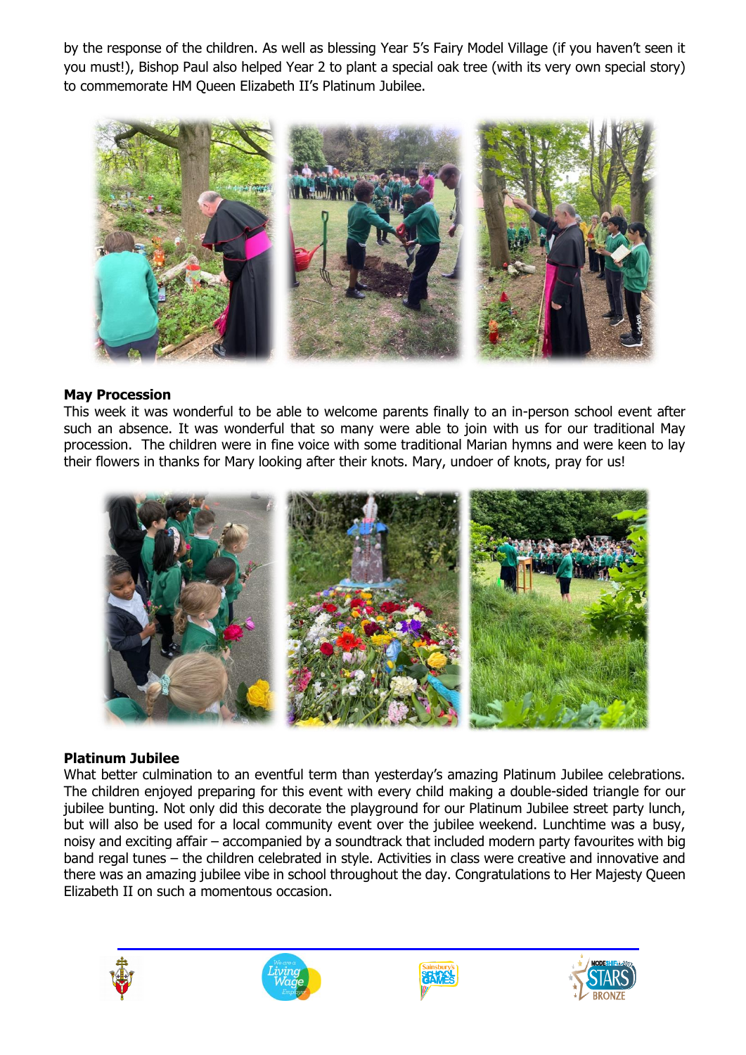by the response of the children. As well as blessing Year 5's Fairy Model Village (if you haven't seen it you must!), Bishop Paul also helped Year 2 to plant a special oak tree (with its very own special story) to commemorate HM Queen Elizabeth II's Platinum Jubilee.

**May Procession**

This week it was wonderful to be able to welcome parents finally to an in-person school event after such an absence. It was wonderful that so many were able to join with us for our traditional May procession. The children were in fine voice with some traditional Marian hymns and were keen to lay their flowers in thanks for Mary looking after their knots. Mary, undoer of knots, pray for us!

**Platinum Jubilee**

What better culmination to an eventful term than yesterday's amazing Platinum Jubilee celebrations. The children enjoyed preparing for this event with every child making a double-sided triangle for our jubilee bunting. Not only did this decorate the playground for our Platinum Jubilee street party lunch, but will also be used for a local community event over the jubilee weekend. Lunchtime was a busy, noisy and exciting affair – accompanied by a soundtrack that included modern party favourites with big band regal tunes – the children celebrated in style. Activities in class were creative and innovative and there was an amazing jubilee vibe in school throughout the day. Congratulations to Her Majesty Queen Elizabeth II on such a momentous occasion.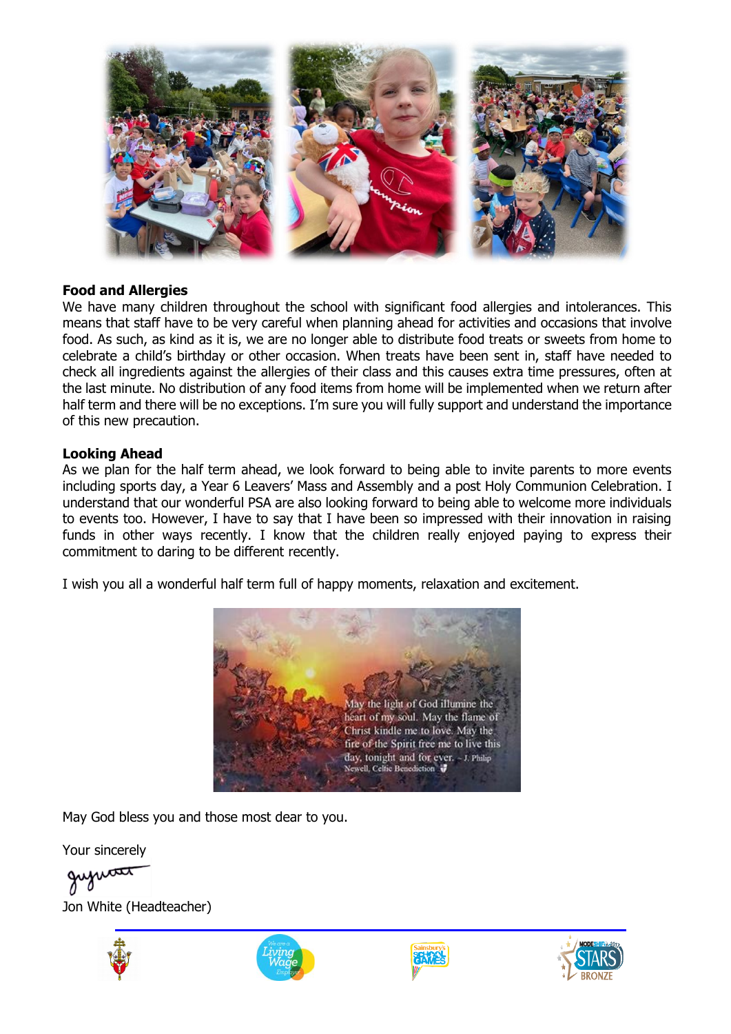**Food and Allergies**

We have many children throughout the school with significant food allergies and intolerances. This means that staff have to be very careful when planning ahead for activities and occasions that involve food. As such, as kind as it is, we are no longer able to distribute food treats or sweets from home to celebrate a child's birthday or other occasion. When treats have been sent in, staff have needed to check all ingredients against the allergies of their class and this causes extra time pressures, often at the last minute. No distribution of any food items from home will be implemented when we return after half term and there will be no exceptions. I'm sure you will fully support and understand the importance of this new precaution.

**Looking Ahead**

As we plan for the half term ahead, we look forward to being able to invite parents to more events including sports day, a Year 6 Leavers' Mass and Assembly and a post Holy Communion Celebration. I understand that our wonderful PSA are also looking forward to being able to welcome more individuals to events too. However, I have to say that I have been so impressed with their innovation in raising funds in other ways recently. I know that the children really enjoyed paying to express their commitment to daring to be different recently.

I wish you all a wonderful half term full of happy moments, relaxation and excitement.

May the light of God illumine the heart of my soul. May the flame of Christ kindle me to love. May the fire of the Spirit free me to live this day, tonight and for ever. ~ J. Philip Newell, Celtic Benediction

May God bless you and those most dear to you.

Your sincerely

Jon White (Headteacher)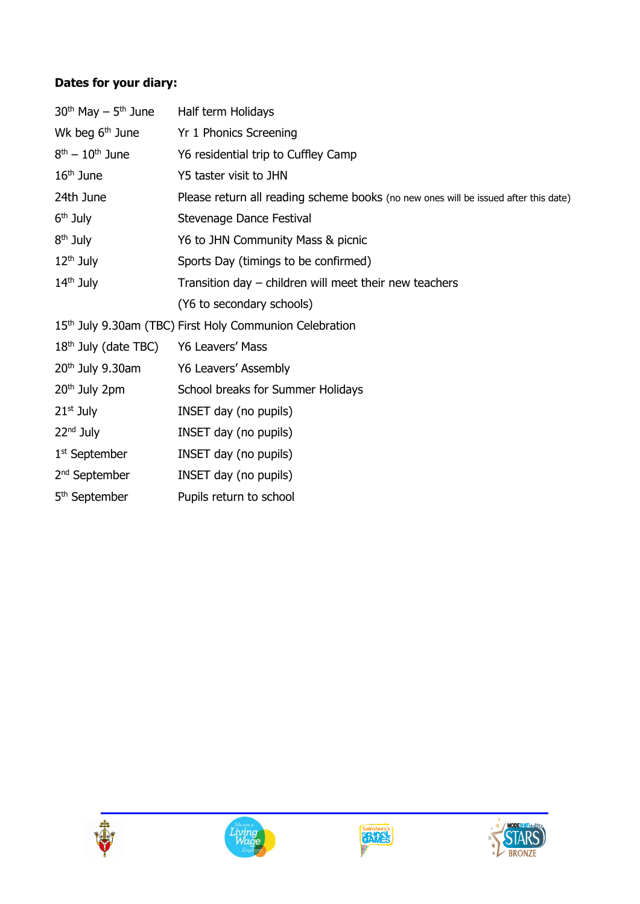**Dates for your diary:**

| | |
|---|---|
| 30th May – 5th June | Half term Holidays |
| Wk beg 6th June | Yr 1 Phonics Screening |
| 8th – 10th June | Y6 residential trip to Cuffley Camp |
| 16th June | Y5 taster visit to JHN |
| 24th June | Please return all reading scheme books (no new ones will be issued after this date) |
| 6th July | Stevenage Dance Festival |
| 8th July | Y6 to JHN Community Mass & picnic |
| 12th July | Sports Day (timings to be confirmed) |
| 14th July | Transition day – children will meet their new teachers (Y6 to secondary schools) |
| 15th July 9.30am (TBC) | First Holy Communion Celebration |
| 18th July (date TBC) | Y6 Leavers' Mass |
| 20th July 9.30am | Y6 Leavers' Assembly |
| 20th July 2pm | School breaks for Summer Holidays |
| 21st July | INSET day (no pupils) |
| 22nd July | INSET day (no pupils) |
| 1st September | INSET day (no pupils) |
| 2nd September | INSET day (no pupils) |
| 5th September | Pupils return to school |